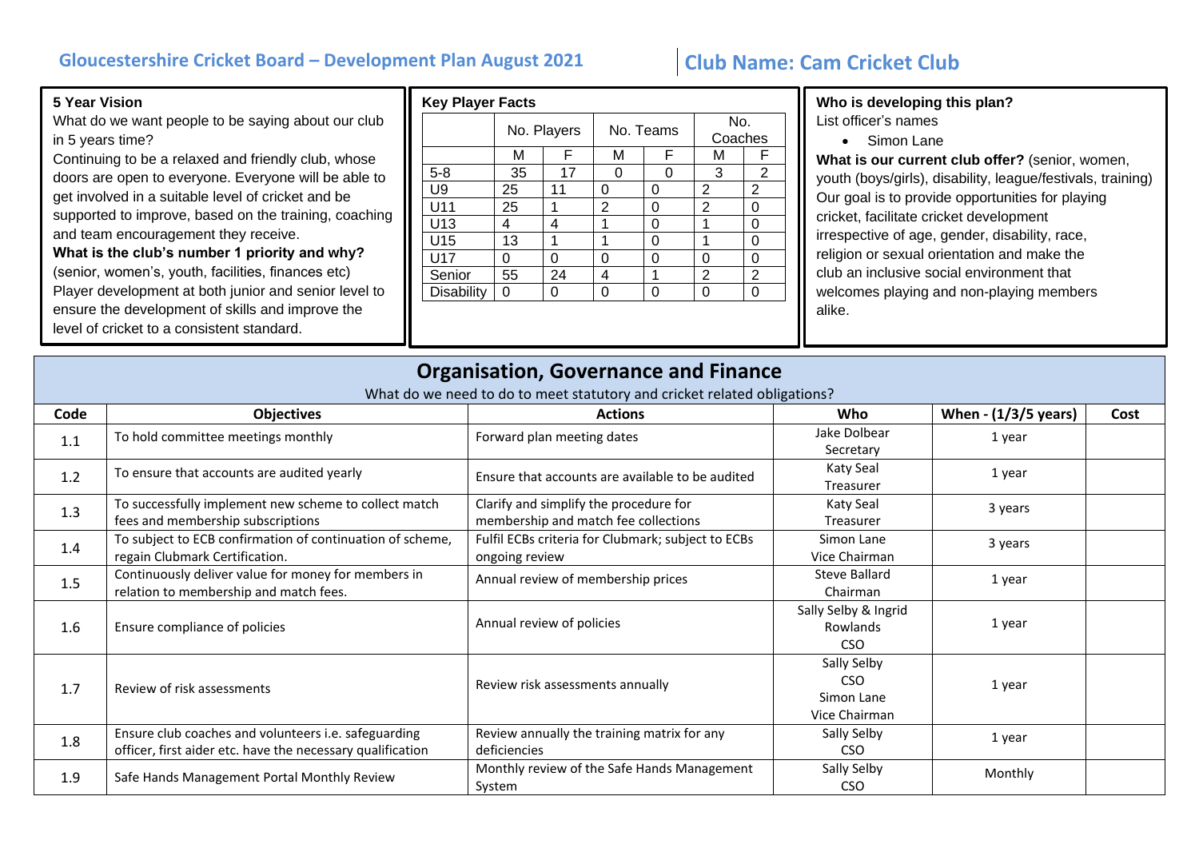# Gloucestershire Cricket Board – Development Plan August 2021

# Club Name: Cam Cricket Club

**5 Year Vision**

What do we want people to be saying about our club in 5 years time?

Continuing to be a relaxed and friendly club, whose doors are open to everyone. Everyone will be able to get involved in a suitable level of cricket and be supported to improve, based on the training, coaching and team encouragement they receive.

**What is the club's number 1 priority and why?**

(senior, women's, youth, facilities, finances etc)

Player development at both junior and senior level to ensure the development of skills and improve the level of cricket to a consistent standard.

**Key Player Facts**

| | No. Players | | No. Teams | | No. Coaches | |
|---|---|---|---|---|---|---|
| | M | F | M | F | M | F |
| 5-8 | 35 | 17 | 0 | 0 | 3 | 2 |
| U9 | 25 | 11 | 0 | 0 | 2 | 2 |
| U11 | 25 | 1 | 2 | 0 | 2 | 0 |
| U13 | 4 | 4 | 1 | 0 | 1 | 0 |
| U15 | 13 | 1 | 1 | 0 | 1 | 0 |
| U17 | 0 | 0 | 0 | 0 | 0 | 0 |
| Senior | 55 | 24 | 4 | 1 | 2 | 2 |
| Disability | 0 | 0 | 0 | 0 | 0 | 0 |

**Who is developing this plan?**

List officer's names

- Simon Lane

**What is our current club offer?** (senior, women, youth (boys/girls), disability, league/festivals, training)

Our goal is to provide opportunities for playing cricket, facilitate cricket development irrespective of age, gender, disability, race, religion or sexual orientation and make the club an inclusive social environment that welcomes playing and non-playing members alike.

## Organisation, Governance and Finance

What do we need to do to meet statutory and cricket related obligations?

| Code | Objectives | Actions | Who | When - (1/3/5 years) | Cost |
|---|---|---|---|---|---|
| 1.1 | To hold committee meetings monthly | Forward plan meeting dates | Jake Dolbear Secretary | 1 year | |
| 1.2 | To ensure that accounts are audited yearly | Ensure that accounts are available to be audited | Katy Seal Treasurer | 1 year | |
| 1.3 | To successfully implement new scheme to collect match fees and membership subscriptions | Clarify and simplify the procedure for membership and match fee collections | Katy Seal Treasurer | 3 years | |
| 1.4 | To subject to ECB confirmation of continuation of scheme, regain Clubmark Certification. | Fulfil ECBs criteria for Clubmark; subject to ECBs ongoing review | Simon Lane Vice Chairman | 3 years | |
| 1.5 | Continuously deliver value for money for members in relation to membership and match fees. | Annual review of membership prices | Steve Ballard Chairman | 1 year | |
| 1.6 | Ensure compliance of policies | Annual review of policies | Sally Selby & Ingrid Rowlands CSO | 1 year | |
| 1.7 | Review of risk assessments | Review risk assessments annually | Sally Selby CSO Simon Lane Vice Chairman | 1 year | |
| 1.8 | Ensure club coaches and volunteers i.e. safeguarding officer, first aider etc. have the necessary qualification | Review annually the training matrix for any deficiencies | Sally Selby CSO | 1 year | |
| 1.9 | Safe Hands Management Portal Monthly Review | Monthly review of the Safe Hands Management System | Sally Selby CSO | Monthly | |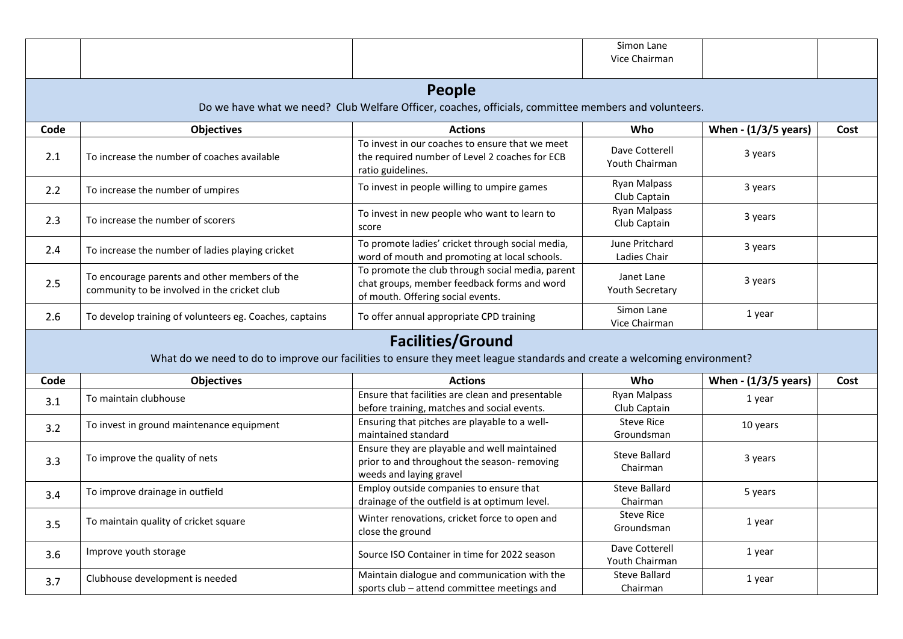| | | | Simon Lane<br>Vice Chairman | | |
|---|---|---|---|---|---|

## People

Do we have what we need? Club Welfare Officer, coaches, officials, committee members and volunteers.

| Code | Objectives | Actions | Who | When - (1/3/5 years) | Cost |
|---|---|---|---|---|---|
| 2.1 | To increase the number of coaches available | To invest in our coaches to ensure that we meet the required number of Level 2 coaches for ECB ratio guidelines. | Dave Cotterell<br>Youth Chairman | 3 years | |
| 2.2 | To increase the number of umpires | To invest in people willing to umpire games | Ryan Malpass<br>Club Captain | 3 years | |
| 2.3 | To increase the number of scorers | To invest in new people who want to learn to score | Ryan Malpass<br>Club Captain | 3 years | |
| 2.4 | To increase the number of ladies playing cricket | To promote ladies' cricket through social media, word of mouth and promoting at local schools. | June Pritchard<br>Ladies Chair | 3 years | |
| 2.5 | To encourage parents and other members of the community to be involved in the cricket club | To promote the club through social media, parent chat groups, member feedback forms and word of mouth. Offering social events. | Janet Lane<br>Youth Secretary | 3 years | |
| 2.6 | To develop training of volunteers eg. Coaches, captains | To offer annual appropriate CPD training | Simon Lane<br>Vice Chairman | 1 year | |

## Facilities/Ground

What do we need to do to improve our facilities to ensure they meet league standards and create a welcoming environment?

| Code | Objectives | Actions | Who | When - (1/3/5 years) | Cost |
|---|---|---|---|---|---|
| 3.1 | To maintain clubhouse | Ensure that facilities are clean and presentable before training, matches and social events. | Ryan Malpass<br>Club Captain | 1 year | |
| 3.2 | To invest in ground maintenance equipment | Ensuring that pitches are playable to a well-maintained standard | Steve Rice<br>Groundsman | 10 years | |
| 3.3 | To improve the quality of nets | Ensure they are playable and well maintained prior to and throughout the season- removing weeds and laying gravel | Steve Ballard<br>Chairman | 3 years | |
| 3.4 | To improve drainage in outfield | Employ outside companies to ensure that drainage of the outfield is at optimum level. | Steve Ballard<br>Chairman | 5 years | |
| 3.5 | To maintain quality of cricket square | Winter renovations, cricket force to open and close the ground | Steve Rice<br>Groundsman | 1 year | |
| 3.6 | Improve youth storage | Source ISO Container in time for 2022 season | Dave Cotterell<br>Youth Chairman | 1 year | |
| 3.7 | Clubhouse development is needed | Maintain dialogue and communication with the sports club – attend committee meetings and | Steve Ballard<br>Chairman | 1 year | |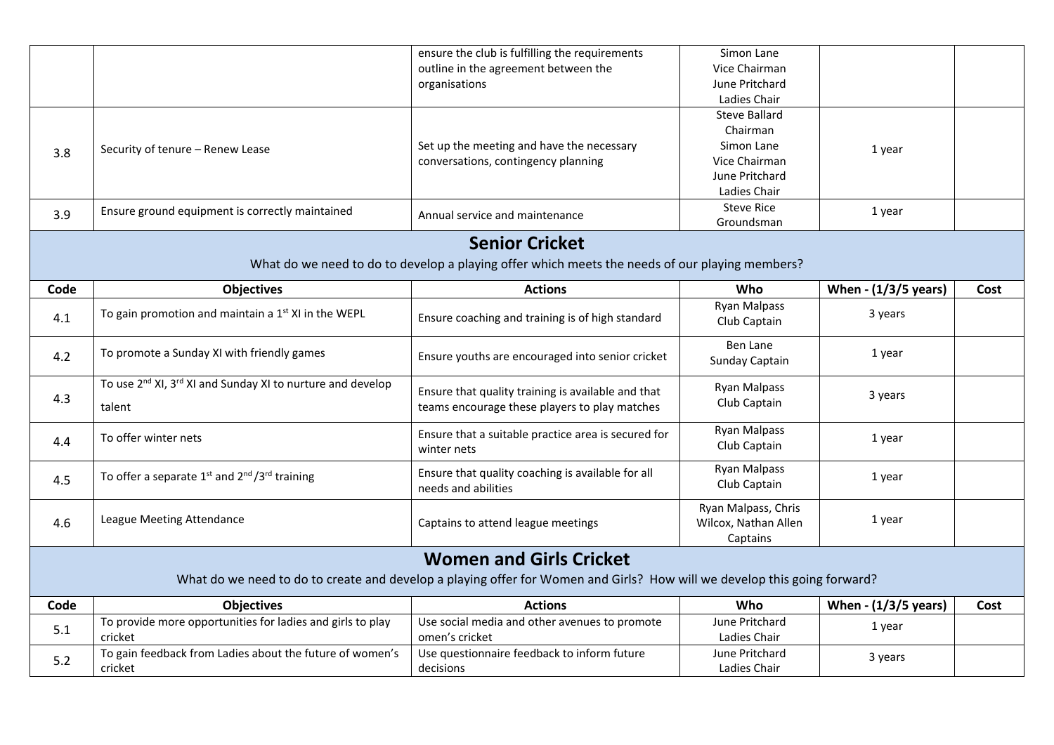| | | ensure the club is fulfilling the requirements outline in the agreement between the organisations | Simon Lane Vice Chairman June Pritchard Ladies Chair | | |
|---|---|---|---|---|---|
| 3.8 | Security of tenure – Renew Lease | Set up the meeting and have the necessary conversations, contingency planning | Steve Ballard Chairman Simon Lane Vice Chairman June Pritchard Ladies Chair | 1 year | |
| 3.9 | Ensure ground equipment is correctly maintained | Annual service and maintenance | Steve Rice Groundsman | 1 year | |

## Senior Cricket

What do we need to do to develop a playing offer which meets the needs of our playing members?

| Code | Objectives | Actions | Who | When - (1/3/5 years) | Cost |
|---|---|---|---|---|---|
| 4.1 | To gain promotion and maintain a 1st XI in the WEPL | Ensure coaching and training is of high standard | Ryan Malpass Club Captain | 3 years | |
| 4.2 | To promote a Sunday XI with friendly games | Ensure youths are encouraged into senior cricket | Ben Lane Sunday Captain | 1 year | |
| 4.3 | To use 2nd XI, 3rd XI and Sunday XI to nurture and develop talent | Ensure that quality training is available and that teams encourage these players to play matches | Ryan Malpass Club Captain | 3 years | |
| 4.4 | To offer winter nets | Ensure that a suitable practice area is secured for winter nets | Ryan Malpass Club Captain | 1 year | |
| 4.5 | To offer a separate 1st and 2nd /3rd training | Ensure that quality coaching is available for all needs and abilities | Ryan Malpass Club Captain | 1 year | |
| 4.6 | League Meeting Attendance | Captains to attend league meetings | Ryan Malpass, Chris Wilcox, Nathan Allen Captains | 1 year | |

## Women and Girls Cricket

What do we need to do to create and develop a playing offer for Women and Girls? How will we develop this going forward?

| Code | Objectives | Actions | Who | When - (1/3/5 years) | Cost |
|---|---|---|---|---|---|
| 5.1 | To provide more opportunities for ladies and girls to play cricket | Use social media and other avenues to promote omen's cricket | June Pritchard Ladies Chair | 1 year | |
| 5.2 | To gain feedback from Ladies about the future of women's cricket | Use questionnaire feedback to inform future decisions | June Pritchard Ladies Chair | 3 years | |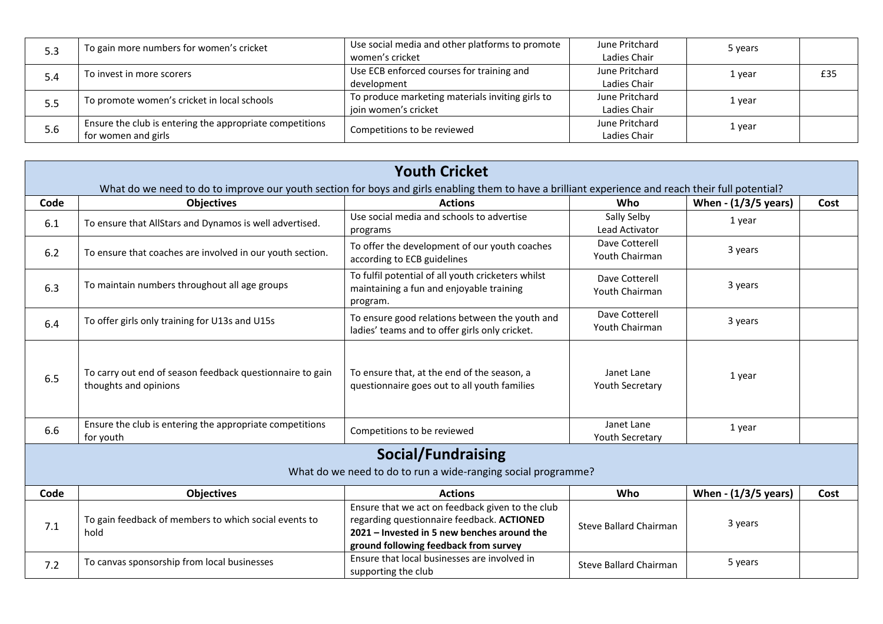| | | | | | |
|---|---|---|---|---|---|
| 5.3 | To gain more numbers for women's cricket | Use social media and other platforms to promote women's cricket | June Pritchard Ladies Chair | 5 years | |
| 5.4 | To invest in more scorers | Use ECB enforced courses for training and development | June Pritchard Ladies Chair | 1 year | £35 |
| 5.5 | To promote women's cricket in local schools | To produce marketing materials inviting girls to join women's cricket | June Pritchard Ladies Chair | 1 year | |
| 5.6 | Ensure the club is entering the appropriate competitions for women and girls | Competitions to be reviewed | June Pritchard Ladies Chair | 1 year | |

## Youth Cricket

What do we need to do to improve our youth section for boys and girls enabling them to have a brilliant experience and reach their full potential?

| Code | Objectives | Actions | Who | When - (1/3/5 years) | Cost |
|---|---|---|---|---|---|
| 6.1 | To ensure that AllStars and Dynamos is well advertised. | Use social media and schools to advertise programs | Sally Selby Lead Activator | 1 year | |
| 6.2 | To ensure that coaches are involved in our youth section. | To offer the development of our youth coaches according to ECB guidelines | Dave Cotterell Youth Chairman | 3 years | |
| 6.3 | To maintain numbers throughout all age groups | To fulfil potential of all youth cricketers whilst maintaining a fun and enjoyable training program. | Dave Cotterell Youth Chairman | 3 years | |
| 6.4 | To offer girls only training for U13s and U15s | To ensure good relations between the youth and ladies' teams and to offer girls only cricket. | Dave Cotterell Youth Chairman | 3 years | |
| 6.5 | To carry out end of season feedback questionnaire to gain thoughts and opinions | To ensure that, at the end of the season, a questionnaire goes out to all youth families | Janet Lane Youth Secretary | 1 year | |
| 6.6 | Ensure the club is entering the appropriate competitions for youth | Competitions to be reviewed | Janet Lane Youth Secretary | 1 year | |

## Social/Fundraising

What do we need to do to run a wide-ranging social programme?

| Code | Objectives | Actions | Who | When - (1/3/5 years) | Cost |
|---|---|---|---|---|---|
| 7.1 | To gain feedback of members to which social events to hold | Ensure that we act on feedback given to the club regarding questionnaire feedback. **ACTIONED 2021 – Invested in 5 new benches around the ground following feedback from survey** | Steve Ballard Chairman | 3 years | |
| 7.2 | To canvas sponsorship from local businesses | Ensure that local businesses are involved in supporting the club | Steve Ballard Chairman | 5 years | |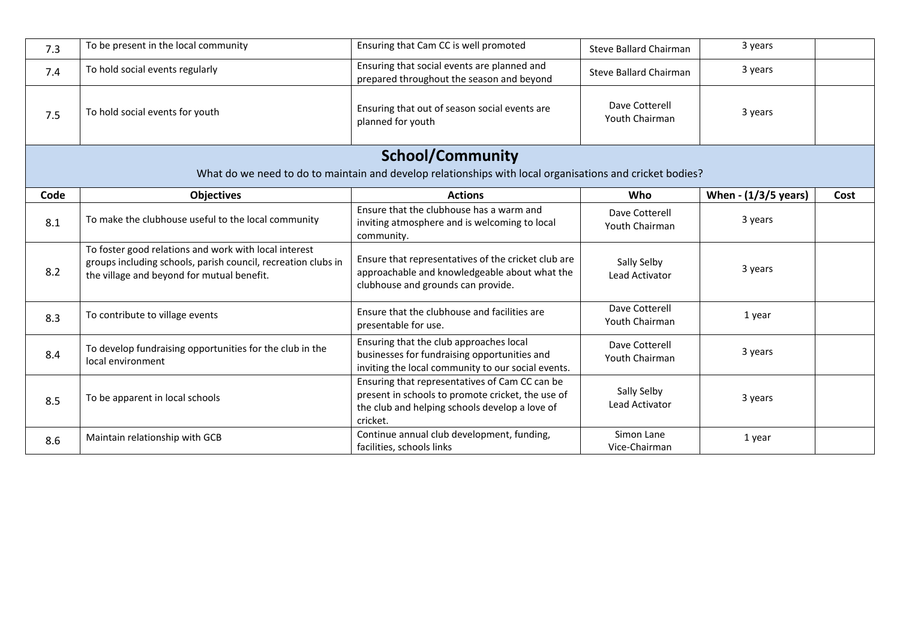| | | | | | |
|---|---|---|---|---|---|
| 7.3 | To be present in the local community | Ensuring that Cam CC is well promoted | Steve Ballard Chairman | 3 years | |
| 7.4 | To hold social events regularly | Ensuring that social events are planned and prepared throughout the season and beyond | Steve Ballard Chairman | 3 years | |
| 7.5 | To hold social events for youth | Ensuring that out of season social events are planned for youth | Dave Cotterell Youth Chairman | 3 years | |

## School/Community

What do we need to do to maintain and develop relationships with local organisations and cricket bodies?

| Code | Objectives | Actions | Who | When - (1/3/5 years) | Cost |
|---|---|---|---|---|---|
| 8.1 | To make the clubhouse useful to the local community | Ensure that the clubhouse has a warm and inviting atmosphere and is welcoming to local community. | Dave Cotterell Youth Chairman | 3 years | |
| 8.2 | To foster good relations and work with local interest groups including schools, parish council, recreation clubs in the village and beyond for mutual benefit. | Ensure that representatives of the cricket club are approachable and knowledgeable about what the clubhouse and grounds can provide. | Sally Selby Lead Activator | 3 years | |
| 8.3 | To contribute to village events | Ensure that the clubhouse and facilities are presentable for use. | Dave Cotterell Youth Chairman | 1 year | |
| 8.4 | To develop fundraising opportunities for the club in the local environment | Ensuring that the club approaches local businesses for fundraising opportunities and inviting the local community to our social events. | Dave Cotterell Youth Chairman | 3 years | |
| 8.5 | To be apparent in local schools | Ensuring that representatives of Cam CC can be present in schools to promote cricket, the use of the club and helping schools develop a love of cricket. | Sally Selby Lead Activator | 3 years | |
| 8.6 | Maintain relationship with GCB | Continue annual club development, funding, facilities, schools links | Simon Lane Vice-Chairman | 1 year | |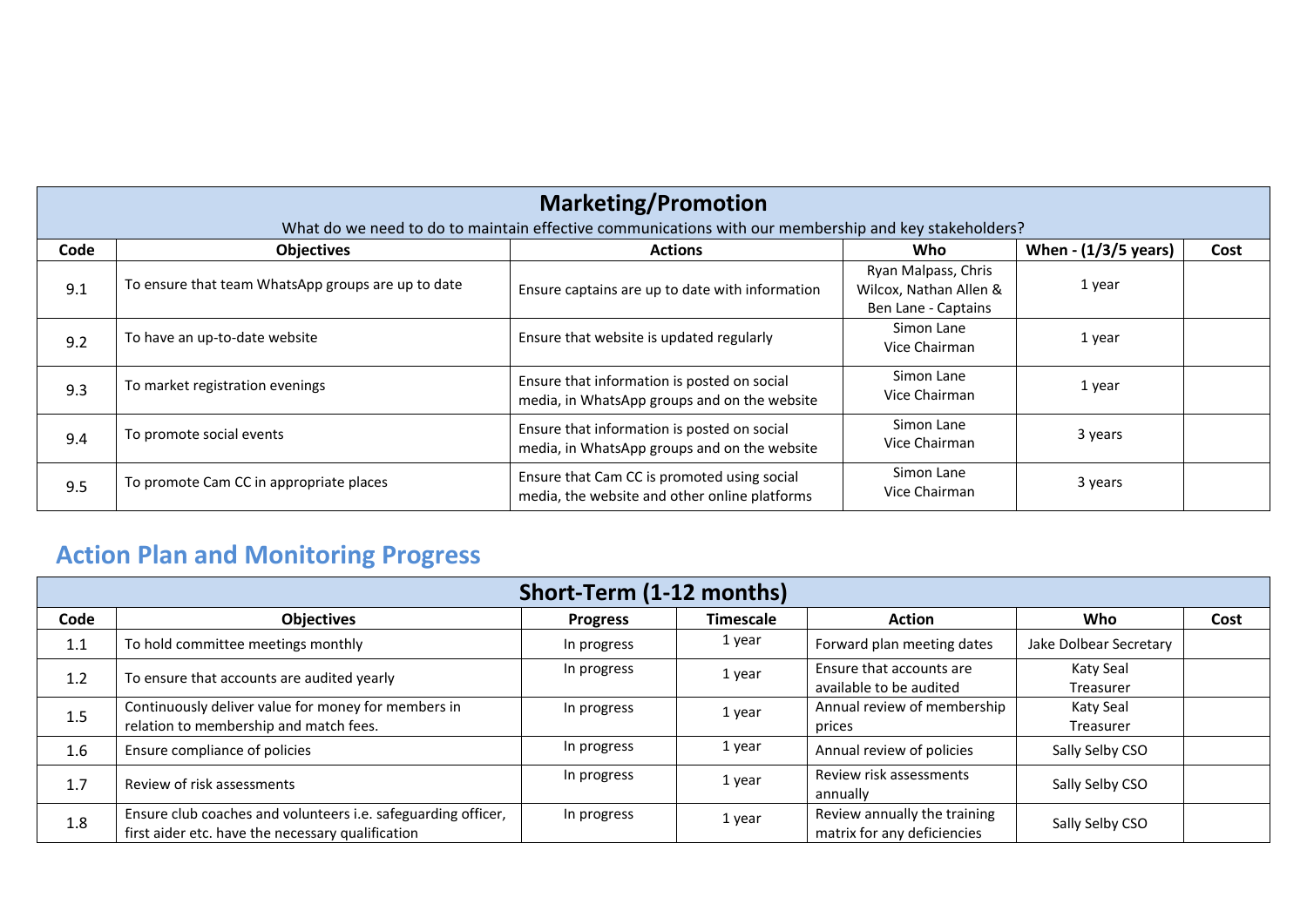| Marketing/Promotion<br>What do we need to do to maintain effective communications with our membership and key stakeholders? | | | | | |
|---|---|---|---|---|---|
| **Code** | **Objectives** | **Actions** | **Who** | **When - (1/3/5 years)** | **Cost** |
| 9.1 | To ensure that team WhatsApp groups are up to date | Ensure captains are up to date with information | Ryan Malpass, Chris Wilcox, Nathan Allen & Ben Lane - Captains | 1 year | |
| 9.2 | To have an up-to-date website | Ensure that website is updated regularly | Simon Lane<br>Vice Chairman | 1 year | |
| 9.3 | To market registration evenings | Ensure that information is posted on social media, in WhatsApp groups and on the website | Simon Lane<br>Vice Chairman | 1 year | |
| 9.4 | To promote social events | Ensure that information is posted on social media, in WhatsApp groups and on the website | Simon Lane<br>Vice Chairman | 3 years | |
| 9.5 | To promote Cam CC in appropriate places | Ensure that Cam CC is promoted using social media, the website and other online platforms | Simon Lane<br>Vice Chairman | 3 years | |

## Action Plan and Monitoring Progress

| Short-Term (1-12 months) | | | | | | |
|---|---|---|---|---|---|---|
| **Code** | **Objectives** | **Progress** | **Timescale** | **Action** | **Who** | **Cost** |
| 1.1 | To hold committee meetings monthly | In progress | 1 year | Forward plan meeting dates | Jake Dolbear Secretary | |
| 1.2 | To ensure that accounts are audited yearly | In progress | 1 year | Ensure that accounts are available to be audited | Katy Seal<br>Treasurer | |
| 1.5 | Continuously deliver value for money for members in relation to membership and match fees. | In progress | 1 year | Annual review of membership prices | Katy Seal<br>Treasurer | |
| 1.6 | Ensure compliance of policies | In progress | 1 year | Annual review of policies | Sally Selby CSO | |
| 1.7 | Review of risk assessments | In progress | 1 year | Review risk assessments annually | Sally Selby CSO | |
| 1.8 | Ensure club coaches and volunteers i.e. safeguarding officer, first aider etc. have the necessary qualification | In progress | 1 year | Review annually the training matrix for any deficiencies | Sally Selby CSO | |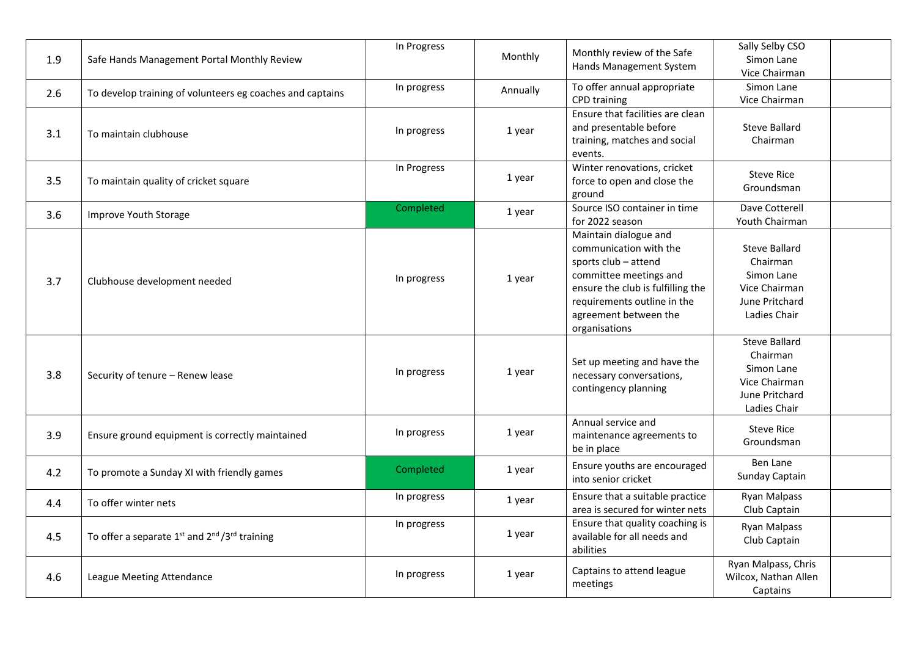| 1.9 | Safe Hands Management Portal Monthly Review | In Progress | Monthly | Monthly review of the Safe Hands Management System | Sally Selby CSO Simon Lane Vice Chairman | |
|---|---|---|---|---|---|---|
| 2.6 | To develop training of volunteers eg coaches and captains | In progress | Annually | To offer annual appropriate CPD training | Simon Lane Vice Chairman | |
| 3.1 | To maintain clubhouse | In progress | 1 year | Ensure that facilities are clean and presentable before training, matches and social events. | Steve Ballard Chairman | |
| 3.5 | To maintain quality of cricket square | In Progress | 1 year | Winter renovations, cricket force to open and close the ground | Steve Rice Groundsman | |
| 3.6 | Improve Youth Storage | Completed | 1 year | Source ISO container in time for 2022 season | Dave Cotterell Youth Chairman | |
| 3.7 | Clubhouse development needed | In progress | 1 year | Maintain dialogue and communication with the sports club – attend committee meetings and ensure the club is fulfilling the requirements outline in the agreement between the organisations | Steve Ballard Chairman Simon Lane Vice Chairman June Pritchard Ladies Chair | |
| 3.8 | Security of tenure – Renew lease | In progress | 1 year | Set up meeting and have the necessary conversations, contingency planning | Steve Ballard Chairman Simon Lane Vice Chairman June Pritchard Ladies Chair | |
| 3.9 | Ensure ground equipment is correctly maintained | In progress | 1 year | Annual service and maintenance agreements to be in place | Steve Rice Groundsman | |
| 4.2 | To promote a Sunday XI with friendly games | Completed | 1 year | Ensure youths are encouraged into senior cricket | Ben Lane Sunday Captain | |
| 4.4 | To offer winter nets | In progress | 1 year | Ensure that a suitable practice area is secured for winter nets | Ryan Malpass Club Captain | |
| 4.5 | To offer a separate 1st and 2nd /3rd training | In progress | 1 year | Ensure that quality coaching is available for all needs and abilities | Ryan Malpass Club Captain | |
| 4.6 | League Meeting Attendance | In progress | 1 year | Captains to attend league meetings | Ryan Malpass, Chris Wilcox, Nathan Allen Captains | |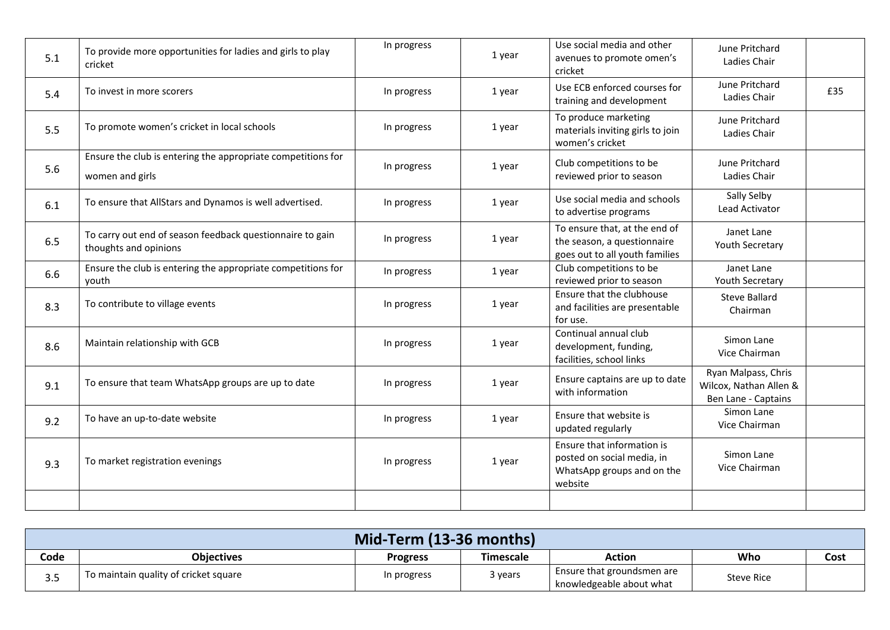| | | | | | | |
|---|---|---|---|---|---|---|
| 5.1 | To provide more opportunities for ladies and girls to play cricket | In progress | 1 year | Use social media and other avenues to promote omen's cricket | June Pritchard Ladies Chair | |
| 5.4 | To invest in more scorers | In progress | 1 year | Use ECB enforced courses for training and development | June Pritchard Ladies Chair | £35 |
| 5.5 | To promote women's cricket in local schools | In progress | 1 year | To produce marketing materials inviting girls to join women's cricket | June Pritchard Ladies Chair | |
| 5.6 | Ensure the club is entering the appropriate competitions for women and girls | In progress | 1 year | Club competitions to be reviewed prior to season | June Pritchard Ladies Chair | |
| 6.1 | To ensure that AllStars and Dynamos is well advertised. | In progress | 1 year | Use social media and schools to advertise programs | Sally Selby Lead Activator | |
| 6.5 | To carry out end of season feedback questionnaire to gain thoughts and opinions | In progress | 1 year | To ensure that, at the end of the season, a questionnaire goes out to all youth families | Janet Lane Youth Secretary | |
| 6.6 | Ensure the club is entering the appropriate competitions for youth | In progress | 1 year | Club competitions to be reviewed prior to season | Janet Lane Youth Secretary | |
| 8.3 | To contribute to village events | In progress | 1 year | Ensure that the clubhouse and facilities are presentable for use. | Steve Ballard Chairman | |
| 8.6 | Maintain relationship with GCB | In progress | 1 year | Continual annual club development, funding, facilities, school links | Simon Lane Vice Chairman | |
| 9.1 | To ensure that team WhatsApp groups are up to date | In progress | 1 year | Ensure captains are up to date with information | Ryan Malpass, Chris Wilcox, Nathan Allen & Ben Lane - Captains | |
| 9.2 | To have an up-to-date website | In progress | 1 year | Ensure that website is updated regularly | Simon Lane Vice Chairman | |
| 9.3 | To market registration evenings | In progress | 1 year | Ensure that information is posted on social media, in WhatsApp groups and on the website | Simon Lane Vice Chairman | |
| | | | | | | |

## Mid-Term (13-36 months)

| Code | Objectives | Progress | Timescale | Action | Who | Cost |
|---|---|---|---|---|---|---|
| 3.5 | To maintain quality of cricket square | In progress | 3 years | Ensure that groundsmen are knowledgeable about what | Steve Rice | |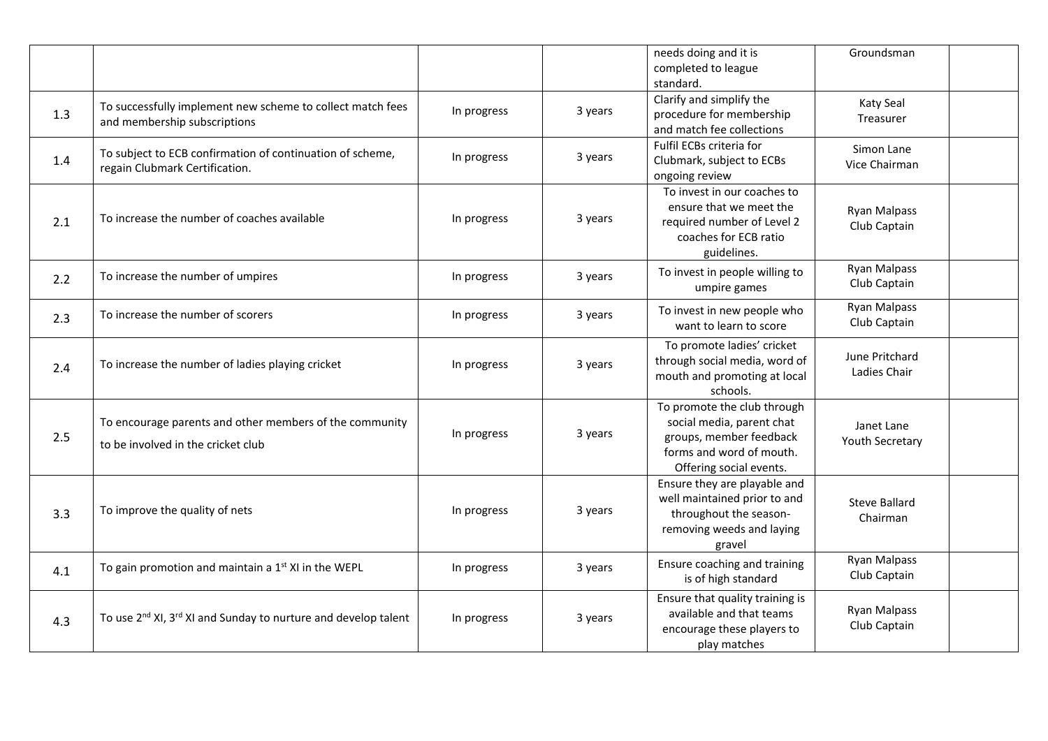| | | | | | | |
|---|---|---|---|---|---|---|
| | | | | needs doing and it is completed to league standard. | Groundsman | |
| 1.3 | To successfully implement new scheme to collect match fees and membership subscriptions | In progress | 3 years | Clarify and simplify the procedure for membership and match fee collections | Katy Seal Treasurer | |
| 1.4 | To subject to ECB confirmation of continuation of scheme, regain Clubmark Certification. | In progress | 3 years | Fulfil ECBs criteria for Clubmark, subject to ECBs ongoing review | Simon Lane Vice Chairman | |
| 2.1 | To increase the number of coaches available | In progress | 3 years | To invest in our coaches to ensure that we meet the required number of Level 2 coaches for ECB ratio guidelines. | Ryan Malpass Club Captain | |
| 2.2 | To increase the number of umpires | In progress | 3 years | To invest in people willing to umpire games | Ryan Malpass Club Captain | |
| 2.3 | To increase the number of scorers | In progress | 3 years | To invest in new people who want to learn to score | Ryan Malpass Club Captain | |
| 2.4 | To increase the number of ladies playing cricket | In progress | 3 years | To promote ladies' cricket through social media, word of mouth and promoting at local schools. | June Pritchard Ladies Chair | |
| 2.5 | To encourage parents and other members of the community to be involved in the cricket club | In progress | 3 years | To promote the club through social media, parent chat groups, member feedback forms and word of mouth. Offering social events. | Janet Lane Youth Secretary | |
| 3.3 | To improve the quality of nets | In progress | 3 years | Ensure they are playable and well maintained prior to and throughout the season- removing weeds and laying gravel | Steve Ballard Chairman | |
| 4.1 | To gain promotion and maintain a 1st XI in the WEPL | In progress | 3 years | Ensure coaching and training is of high standard | Ryan Malpass Club Captain | |
| 4.3 | To use 2nd XI, 3rd XI and Sunday to nurture and develop talent | In progress | 3 years | Ensure that quality training is available and that teams encourage these players to play matches | Ryan Malpass Club Captain | |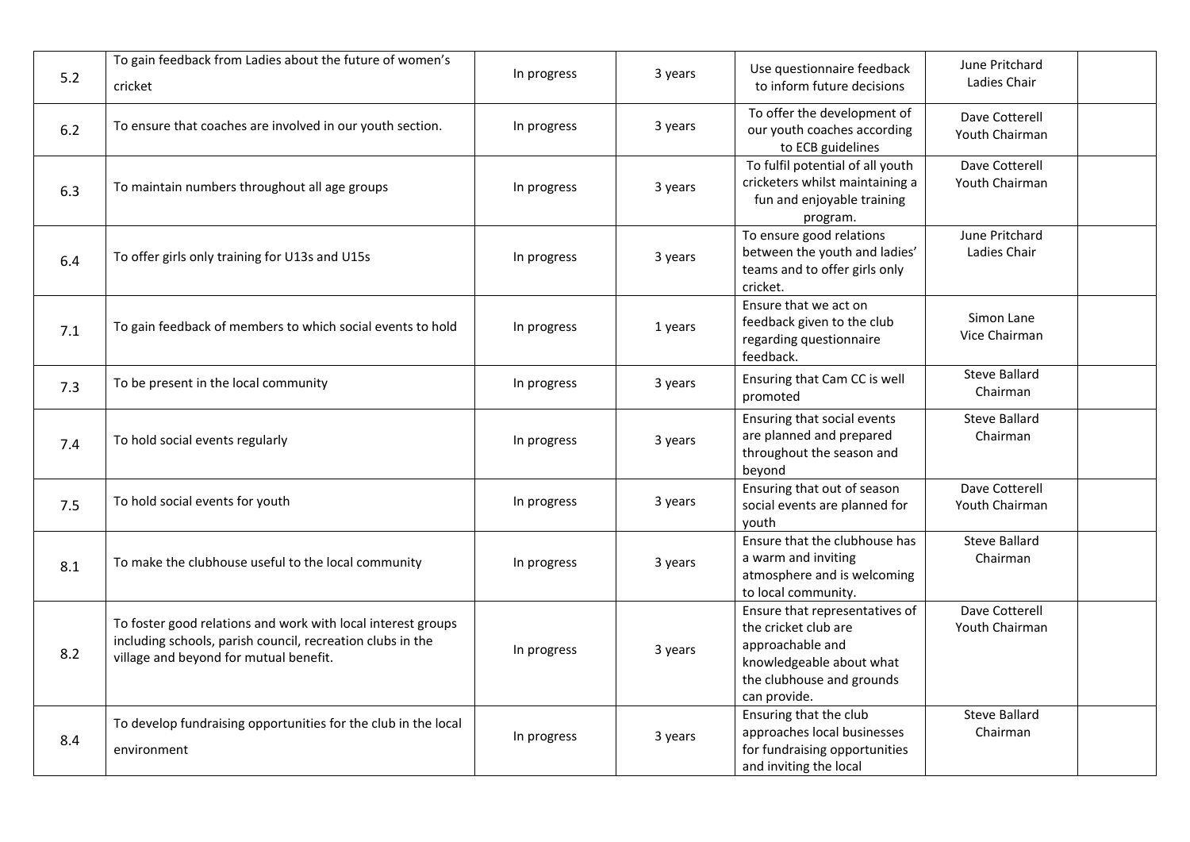| 5.2 | To gain feedback from Ladies about the future of women's cricket | In progress | 3 years | Use questionnaire feedback to inform future decisions | June Pritchard Ladies Chair | |
|---|---|---|---|---|---|---|
| 6.2 | To ensure that coaches are involved in our youth section. | In progress | 3 years | To offer the development of our youth coaches according to ECB guidelines | Dave Cotterell Youth Chairman | |
| 6.3 | To maintain numbers throughout all age groups | In progress | 3 years | To fulfil potential of all youth cricketers whilst maintaining a fun and enjoyable training program. | Dave Cotterell Youth Chairman | |
| 6.4 | To offer girls only training for U13s and U15s | In progress | 3 years | To ensure good relations between the youth and ladies' teams and to offer girls only cricket. | June Pritchard Ladies Chair | |
| 7.1 | To gain feedback of members to which social events to hold | In progress | 1 years | Ensure that we act on feedback given to the club regarding questionnaire feedback. | Simon Lane Vice Chairman | |
| 7.3 | To be present in the local community | In progress | 3 years | Ensuring that Cam CC is well promoted | Steve Ballard Chairman | |
| 7.4 | To hold social events regularly | In progress | 3 years | Ensuring that social events are planned and prepared throughout the season and beyond | Steve Ballard Chairman | |
| 7.5 | To hold social events for youth | In progress | 3 years | Ensuring that out of season social events are planned for youth | Dave Cotterell Youth Chairman | |
| 8.1 | To make the clubhouse useful to the local community | In progress | 3 years | Ensure that the clubhouse has a warm and inviting atmosphere and is welcoming to local community. | Steve Ballard Chairman | |
| 8.2 | To foster good relations and work with local interest groups including schools, parish council, recreation clubs in the village and beyond for mutual benefit. | In progress | 3 years | Ensure that representatives of the cricket club are approachable and knowledgeable about what the clubhouse and grounds can provide. | Dave Cotterell Youth Chairman | |
| 8.4 | To develop fundraising opportunities for the club in the local environment | In progress | 3 years | Ensuring that the club approaches local businesses for fundraising opportunities and inviting the local | Steve Ballard Chairman | |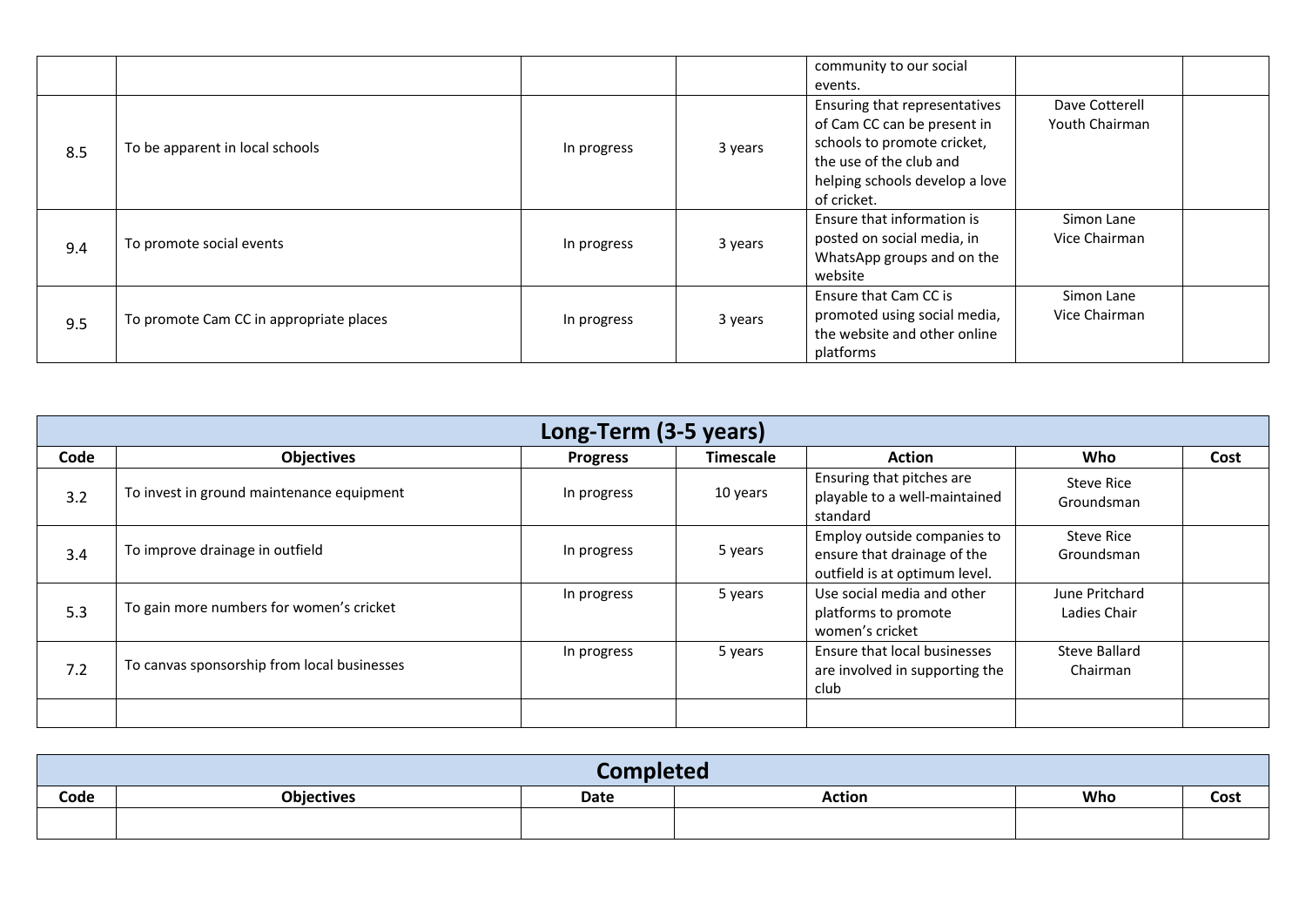| | | | | | | |
|---|---|---|---|---|---|---|
| | | | | community to our social events. | | |
| 8.5 | To be apparent in local schools | In progress | 3 years | Ensuring that representatives of Cam CC can be present in schools to promote cricket, the use of the club and helping schools develop a love of cricket. | Dave Cotterell Youth Chairman | |
| 9.4 | To promote social events | In progress | 3 years | Ensure that information is posted on social media, in WhatsApp groups and on the website | Simon Lane Vice Chairman | |
| 9.5 | To promote Cam CC in appropriate places | In progress | 3 years | Ensure that Cam CC is promoted using social media, the website and other online platforms | Simon Lane Vice Chairman | |

## Long-Term (3-5 years)

| Code | Objectives | Progress | Timescale | Action | Who | Cost |
|---|---|---|---|---|---|---|
| 3.2 | To invest in ground maintenance equipment | In progress | 10 years | Ensuring that pitches are playable to a well-maintained standard | Steve Rice Groundsman | |
| 3.4 | To improve drainage in outfield | In progress | 5 years | Employ outside companies to ensure that drainage of the outfield is at optimum level. | Steve Rice Groundsman | |
| 5.3 | To gain more numbers for women's cricket | In progress | 5 years | Use social media and other platforms to promote women's cricket | June Pritchard Ladies Chair | |
| 7.2 | To canvas sponsorship from local businesses | In progress | 5 years | Ensure that local businesses are involved in supporting the club | Steve Ballard Chairman | |
| | | | | | | |

## Completed

| Code | Objectives | Date | Action | Who | Cost |
|---|---|---|---|---|---|
| | | | | | |